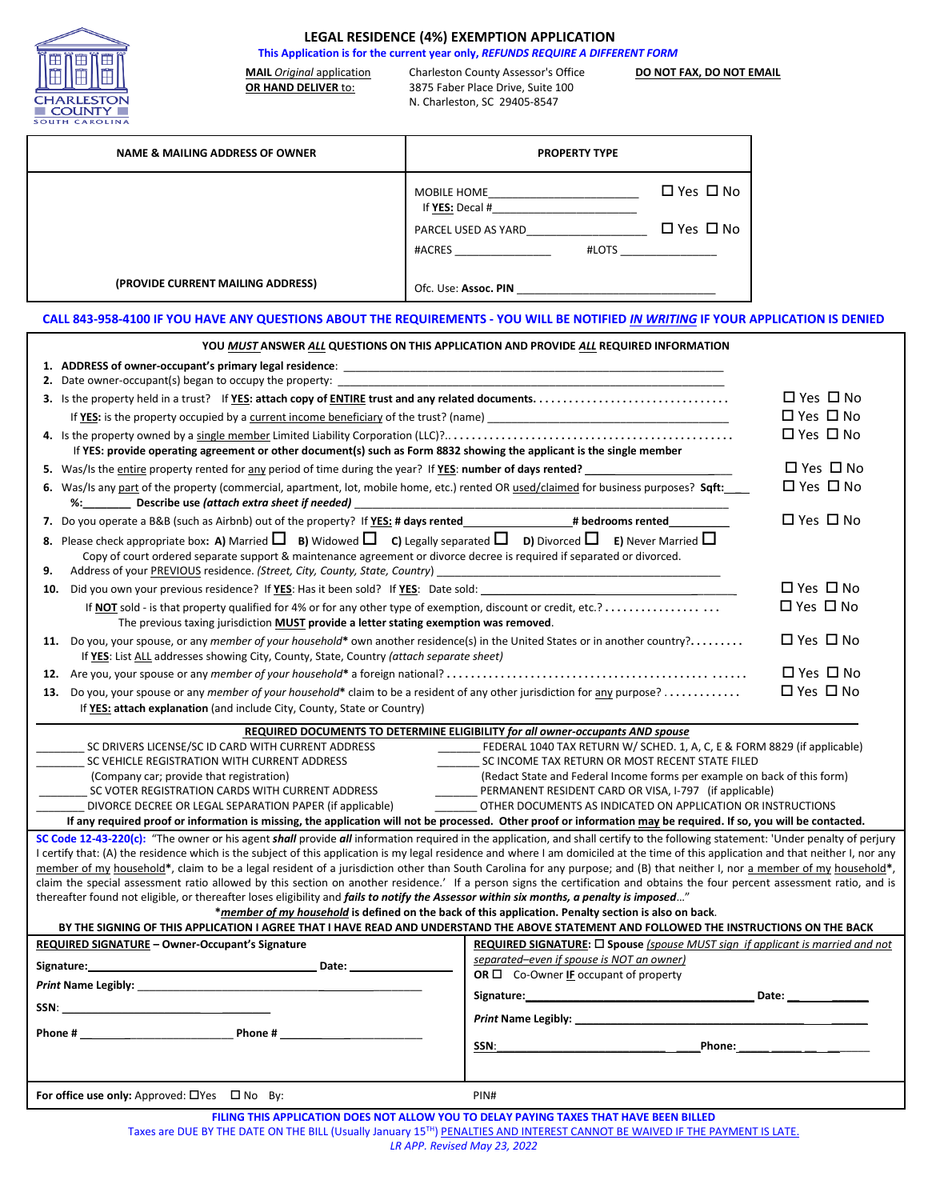CHARLESTON COUNTY SOUTH CAROLINA

# LEGAL RESIDENCE (4%) EXEMPTION APPLICATION

**This Application is for the current year only, *REFUNDS REQUIRE A DIFFERENT FORM***

**MAIL** *Original* application **OR HAND DELIVER** to:

Charleston County Assessor's Office
3875 Faber Place Drive, Suite 100
N. Charleston, SC 29405-8547

**DO NOT FAX, DO NOT EMAIL**

| NAME & MAILING ADDRESS OF OWNER | PROPERTY TYPE |
|---|---|
| | MOBILE HOME_______________________ ☐ Yes ☐ No<br>If **YES:** Decal #_______________________ |
| | PARCEL USED AS YARD_______________ ☐ Yes ☐ No<br>#ACRES ______________ #LOTS ______________ |
| (PROVIDE CURRENT MAILING ADDRESS) | Ofc. Use: **Assoc. PIN** ______________________________ |

**CALL 843-958-4100 IF YOU HAVE ANY QUESTIONS ABOUT THE REQUIREMENTS - YOU WILL BE NOTIFIED *IN WRITING* IF YOUR APPLICATION IS DENIED**

**YOU *MUST* ANSWER *ALL* QUESTIONS ON THIS APPLICATION AND PROVIDE *ALL* REQUIRED INFORMATION**

1. **ADDRESS of owner-occupant's primary legal residence**: ____________________________________________
2. Date owner-occupant(s) began to occupy the property: ____________________________________________
3. Is the property held in a trust? If **YES: attach copy of ENTIRE trust and any related documents.** ☐ Yes ☐ No
   If **YES:** is the property occupied by a current income beneficiary of the trust? (name) ______________________ ☐ Yes ☐ No
4. Is the property owned by a single member Limited Liability Corporation (LLC)? ☐ Yes ☐ No
   **If YES: provide operating agreement or other document(s) such as Form 8832 showing the applicant is the single member**
5. Was/Is the entire property rented for any period of time during the year? If **YES**: **number of days rented?** ______________ ☐ Yes ☐ No
6. Was/Is any part of the property (commercial, apartment, lot, mobile home, etc.) rented OR used/claimed for business purposes? **Sqft:**____ **%:**________ **Describe use *(attach extra sheet if needed)*** ______________________ ☐ Yes ☐ No
7. Do you operate a B&B (such as Airbnb) out of the property? If **YES: # days rented**______________ **# bedrooms rented**__________ ☐ Yes ☐ No
8. Please check appropriate box: **A)** Married ☐ **B)** Widowed ☐ **C)** Legally separated ☐ **D)** Divorced ☐ **E)** Never Married ☐
   Copy of court ordered separate support & maintenance agreement or divorce decree is required if separated or divorced.
9. Address of your PREVIOUS residence. *(Street, City, County, State, Country)* ______________________________
10. Did you own your previous residence? If **YES**: Has it been sold? If **YES**: Date sold: ______________________ ☐ Yes ☐ No
    If **NOT** sold - is that property qualified for 4% or for any other type of exemption, discount or credit, etc.? ☐ Yes ☐ No
    The previous taxing jurisdiction **MUST** provide a letter stating exemption was removed.
11. Do you, your spouse, or any *member of your household** own another residence(s) in the United States or in another country? ☐ Yes ☐ No
    If **YES**: List ALL addresses showing City, County, State, Country *(attach separate sheet)*
12. Are you, your spouse or any *member of your household** a foreign national? ☐ Yes ☐ No
13. Do you, your spouse or any *member of your household** claim to be a resident of any other jurisdiction for any purpose? ☐ Yes ☐ No
    If **YES: attach explanation** (and include City, County, State or Country)

**REQUIRED DOCUMENTS TO DETERMINE ELIGIBILITY *for all owner-occupants AND spouse***

| | |
|---|---|
| ________ SC DRIVERS LICENSE/SC ID CARD WITH CURRENT ADDRESS | _______ FEDERAL 1040 TAX RETURN W/ SCHED. 1, A, C, E & FORM 8829 (if applicable) |
| ________ SC VEHICLE REGISTRATION WITH CURRENT ADDRESS (Company car; provide that registration) | _______ SC INCOME TAX RETURN OR MOST RECENT STATE FILED (Redact State and Federal Income forms per example on back of this form) |
| ________ SC VOTER REGISTRATION CARDS WITH CURRENT ADDRESS | _______ PERMANENT RESIDENT CARD OR VISA, I-797 (if applicable) |
| ________ DIVORCE DECREE OR LEGAL SEPARATION PAPER (if applicable) | _______ OTHER DOCUMENTS AS INDICATED ON APPLICATION OR INSTRUCTIONS |

**If any required proof or information is missing, the application will not be processed. Other proof or information may be required. If so, you will be contacted.**

**SC Code 12-43-220(c):** "The owner or his agent ***shall*** provide ***all*** information required in the application, and shall certify to the following statement: 'Under penalty of perjury I certify that: (A) the residence which is the subject of this application is my legal residence and where I am domiciled at the time of this application and that neither I, nor any member of my household*, claim to be a legal resident of a jurisdiction other than South Carolina for any purpose; and (B) that neither I, nor a member of my household*, claim the special assessment ratio allowed by this section on another residence.' If a person signs the certification and obtains the four percent assessment ratio, and is thereafter found not eligible, or thereafter loses eligibility and ***fails to notify the Assessor within six months, a penalty is imposed***…"

***member of my household*** **is defined on the back of this application. Penalty section is also on back.**

**BY THE SIGNING OF THIS APPLICATION I AGREE THAT I HAVE READ AND UNDERSTAND THE ABOVE STATEMENT AND FOLLOWED THE INSTRUCTIONS ON THE BACK**

| REQUIRED SIGNATURE – Owner-Occupant's Signature | REQUIRED SIGNATURE: ☐ Spouse *(spouse MUST sign if applicant is married and not separated–even if spouse is NOT an owner)* OR ☐ Co-Owner IF occupant of property |
|---|---|
| Signature: ______________________ Date: __________ | Signature: ______________________ Date: __________ |
| *Print* Name Legibly: ______________________ | *Print* Name Legibly: ______________________ |
| SSN: ______________________ | SSN: ______________________ Phone: __________ |
| Phone # ______________ Phone # ______________ | |
| **For office use only:** Approved: ☐Yes ☐No By: | PIN# |

**FILING THIS APPLICATION DOES NOT ALLOW YOU TO DELAY PAYING TAXES THAT HAVE BEEN BILLED**

Taxes are DUE BY THE DATE ON THE BILL (Usually January 15TH) PENALTIES AND INTEREST CANNOT BE WAIVED IF THE PAYMENT IS LATE.

*LR APP. Revised May 23, 2022*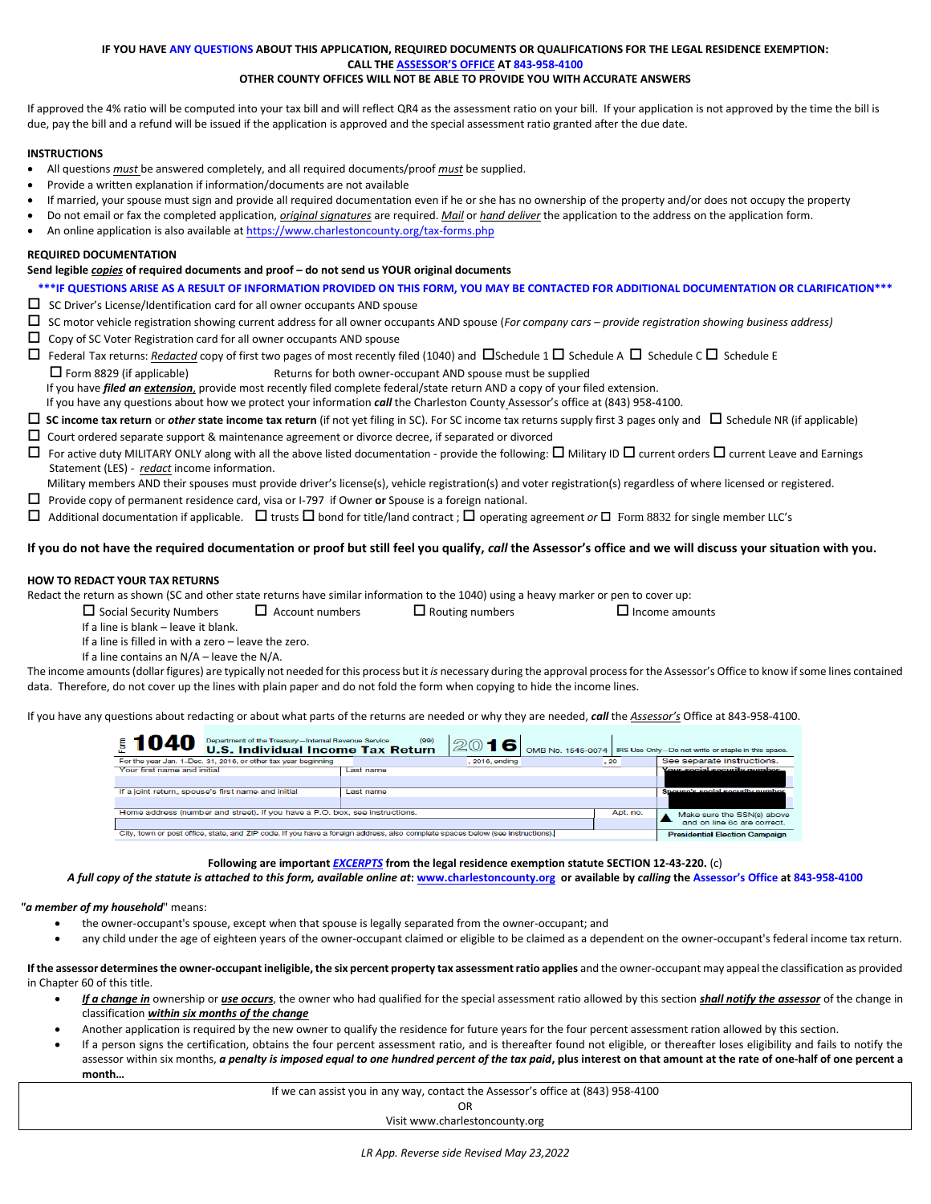**IF YOU HAVE ANY QUESTIONS ABOUT THIS APPLICATION, REQUIRED DOCUMENTS OR QUALIFICATIONS FOR THE LEGAL RESIDENCE EXEMPTION:**
**CALL THE ASSESSOR'S OFFICE AT 843-958-4100**
**OTHER COUNTY OFFICES WILL NOT BE ABLE TO PROVIDE YOU WITH ACCURATE ANSWERS**

If approved the 4% ratio will be computed into your tax bill and will reflect QR4 as the assessment ratio on your bill. If your application is not approved by the time the bill is due, pay the bill and a refund will be issued if the application is approved and the special assessment ratio granted after the due date.

**INSTRUCTIONS**

- All questions *must* be answered completely, and all required documents/proof *must* be supplied.
- Provide a written explanation if information/documents are not available
- If married, your spouse must sign and provide all required documentation even if he or she has no ownership of the property and/or does not occupy the property
- Do not email or fax the completed application, *original signatures* are required. *Mail* or *hand deliver* the application to the address on the application form.
- An online application is also available at https://www.charlestoncounty.org/tax-forms.php

**REQUIRED DOCUMENTATION**

**Send legible *copies* of required documents and proof – do not send us YOUR original documents**

**\*\*\*IF QUESTIONS ARISE AS A RESULT OF INFORMATION PROVIDED ON THIS FORM, YOU MAY BE CONTACTED FOR ADDITIONAL DOCUMENTATION OR CLARIFICATION\*\*\***

- ☐ SC Driver's License/Identification card for all owner occupants AND spouse
- ☐ SC motor vehicle registration showing current address for all owner occupants AND spouse (*For company cars – provide registration showing business address)*
- ☐ Copy of SC Voter Registration card for all owner occupants AND spouse
- ☐ Federal Tax returns: *Redacted* copy of first two pages of most recently filed (1040) and ☐ Schedule 1 ☐ Schedule A ☐ Schedule C ☐ Schedule E
  ☐ Form 8829 (if applicable) Returns for both owner-occupant AND spouse must be supplied
  If you have ***filed an extension***, provide most recently filed complete federal/state return AND a copy of your filed extension.
  If you have any questions about how we protect your information ***call*** the Charleston County Assessor's office at (843) 958-4100.
- ☐ **SC income tax return** or ***other* state income tax return** (if not yet filing in SC). For SC income tax returns supply first 3 pages only and ☐ Schedule NR (if applicable)
- ☐ Court ordered separate support & maintenance agreement or divorce decree, if separated or divorced
- ☐ For active duty MILITARY ONLY along with all the above listed documentation - provide the following: ☐ Military ID ☐ current orders ☐ current Leave and Earnings Statement (LES) - *redact* income information.
  Military members AND their spouses must provide driver's license(s), vehicle registration(s) and voter registration(s) regardless of where licensed or registered.
- ☐ Provide copy of permanent residence card, visa or I-797 if Owner **or** Spouse is a foreign national.
- ☐ Additional documentation if applicable. ☐ trusts ☐ bond for title/land contract ; ☐ operating agreement *or* ☐ Form 8832 for single member LLC's

**If you do not have the required documentation or proof but still feel you qualify, *call* the Assessor's office and we will discuss your situation with you.**

**HOW TO REDACT YOUR TAX RETURNS**

Redact the return as shown (SC and other state returns have similar information to the 1040) using a heavy marker or pen to cover up:

☐ Social Security Numbers ☐ Account numbers ☐ Routing numbers ☐ Income amounts

If a line is blank – leave it blank.
If a line is filled in with a zero – leave the zero.
If a line contains an N/A – leave the N/A.

The income amounts (dollar figures) are typically not needed for this process but it *is* necessary during the approval process for the Assessor's Office to know if some lines contained data. Therefore, do not cover up the lines with plain paper and do not fold the form when copying to hide the income lines.

If you have any questions about redacting or about what parts of the returns are needed or why they are needed, ***call*** the *Assessor's* Office at 843-958-4100.

Form 1040 Department of the Treasury—Internal Revenue Service (99) U.S. Individual Income Tax Return 2016 OMB No. 1545-0074 IRS Use Only—Do not write or staple in this space.
For the year Jan. 1–Dec. 31, 2016, or other tax year beginning , 2016, ending , 20 See separate instructions.
Your first name and initial | Last name | Your social security number
If a joint return, spouse's first name and initial | Last name | Spouse's social security number
Home address (number and street). If you have a P.O. box, see instructions. | Apt. no. | Make sure the SSN(s) above and on line 6c are correct.
City, town or post office, state, and ZIP code. If you have a foreign address, also complete spaces below (see instructions). | Presidential Election Campaign

**Following are important *EXCERPTS* from the legal residence exemption statute SECTION 12-43-220.** (c)
***A full copy of the statute is attached to this form, available online at*: www.charlestoncounty.org or available by *calling* the Assessor's Office at 843-958-4100**

*"**a member of my household**"* means:

- the owner-occupant's spouse, except when that spouse is legally separated from the owner-occupant; and
- any child under the age of eighteen years of the owner-occupant claimed or eligible to be claimed as a dependent on the owner-occupant's federal income tax return.

**If the assessor determines the owner-occupant ineligible, the six percent property tax assessment ratio applies** and the owner-occupant may appeal the classification as provided in Chapter 60 of this title.

- ***If a change in*** ownership or ***use occurs***, the owner who had qualified for the special assessment ratio allowed by this section ***shall notify the assessor*** of the change in classification ***within six months of the change***
- Another application is required by the new owner to qualify the residence for future years for the four percent assessment ration allowed by this section.
- If a person signs the certification, obtains the four percent assessment ratio, and is thereafter found not eligible, or thereafter loses eligibility and fails to notify the assessor within six months, ***a penalty is imposed equal to one hundred percent of the tax paid***, **plus interest on that amount at the rate of one-half of one percent a month…**

If we can assist you in any way, contact the Assessor's office at (843) 958-4100
OR
Visit www.charlestoncounty.org

*LR App. Reverse side Revised May 23,2022*